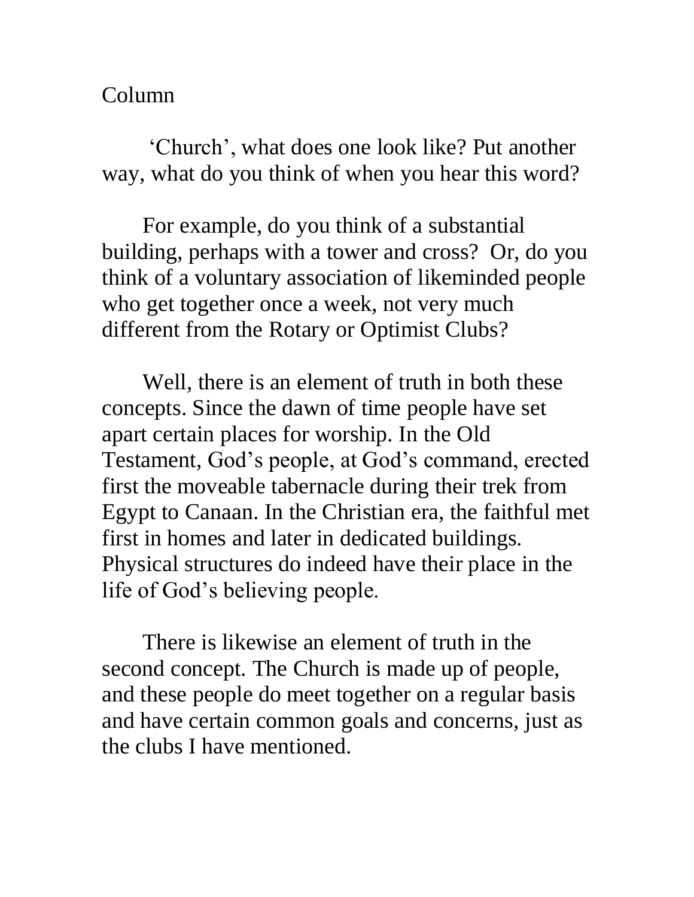Column

‘Church’, what does one look like? Put another way, what do you think of when you hear this word?

For example, do you think of a substantial building, perhaps with a tower and cross? Or, do you think of a voluntary association of likeminded people who get together once a week, not very much different from the Rotary or Optimist Clubs?

Well, there is an element of truth in both these concepts. Since the dawn of time people have set apart certain places for worship. In the Old Testament, God’s people, at God’s command, erected first the moveable tabernacle during their trek from Egypt to Canaan. In the Christian era, the faithful met first in homes and later in dedicated buildings. Physical structures do indeed have their place in the life of God’s believing people.

There is likewise an element of truth in the second concept. The Church is made up of people, and these people do meet together on a regular basis and have certain common goals and concerns, just as the clubs I have mentioned.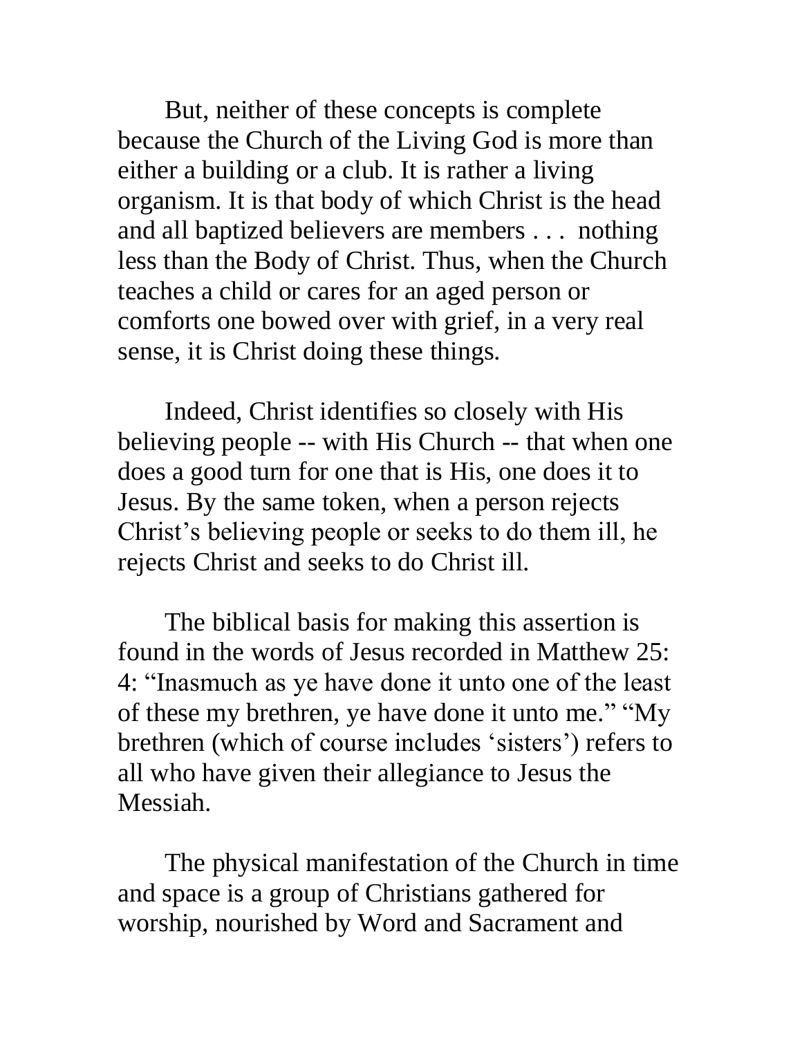But, neither of these concepts is complete because the Church of the Living God is more than either a building or a club. It is rather a living organism. It is that body of which Christ is the head and all baptized believers are members . . . nothing less than the Body of Christ. Thus, when the Church teaches a child or cares for an aged person or comforts one bowed over with grief, in a very real sense, it is Christ doing these things.

Indeed, Christ identifies so closely with His believing people -- with His Church -- that when one does a good turn for one that is His, one does it to Jesus. By the same token, when a person rejects Christ's believing people or seeks to do them ill, he rejects Christ and seeks to do Christ ill.

The biblical basis for making this assertion is found in the words of Jesus recorded in Matthew 25: 4: "Inasmuch as ye have done it unto one of the least of these my brethren, ye have done it unto me." "My brethren (which of course includes 'sisters') refers to all who have given their allegiance to Jesus the Messiah.

The physical manifestation of the Church in time and space is a group of Christians gathered for worship, nourished by Word and Sacrament and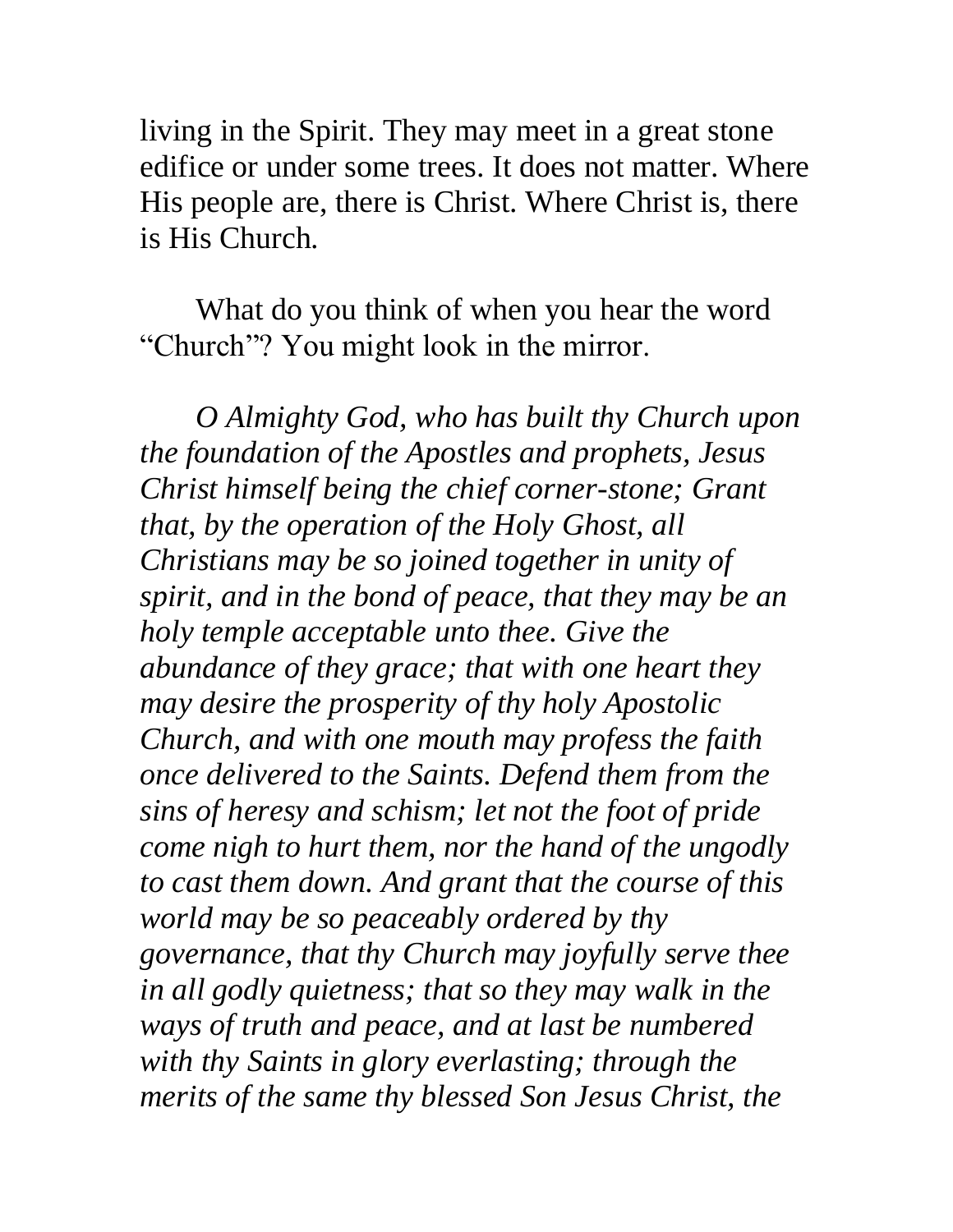living in the Spirit. They may meet in a great stone edifice or under some trees. It does not matter. Where His people are, there is Christ. Where Christ is, there is His Church.

What do you think of when you hear the word "Church"? You might look in the mirror.

*O Almighty God, who has built thy Church upon the foundation of the Apostles and prophets, Jesus Christ himself being the chief corner-stone; Grant that, by the operation of the Holy Ghost, all Christians may be so joined together in unity of spirit, and in the bond of peace, that they may be an holy temple acceptable unto thee. Give the abundance of they grace; that with one heart they may desire the prosperity of thy holy Apostolic Church, and with one mouth may profess the faith once delivered to the Saints. Defend them from the sins of heresy and schism; let not the foot of pride come nigh to hurt them, nor the hand of the ungodly to cast them down. And grant that the course of this world may be so peaceably ordered by thy governance, that thy Church may joyfully serve thee in all godly quietness; that so they may walk in the ways of truth and peace, and at last be numbered with thy Saints in glory everlasting; through the merits of the same thy blessed Son Jesus Christ, the*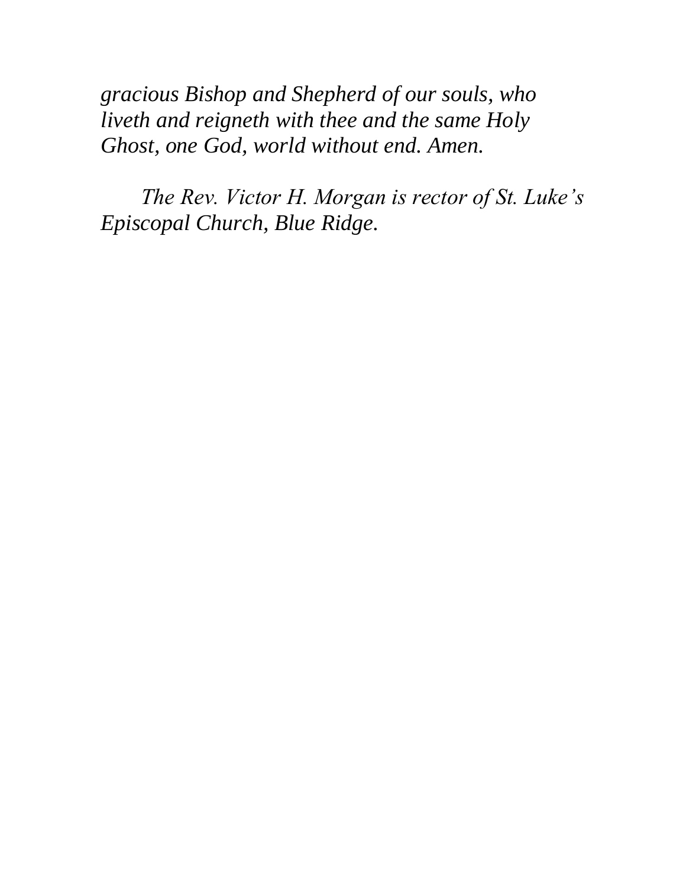*gracious Bishop and Shepherd of our souls, who liveth and reigneth with thee and the same Holy Ghost, one God, world without end. Amen.*

*The Rev. Victor H. Morgan is rector of St. Luke's Episcopal Church, Blue Ridge.*